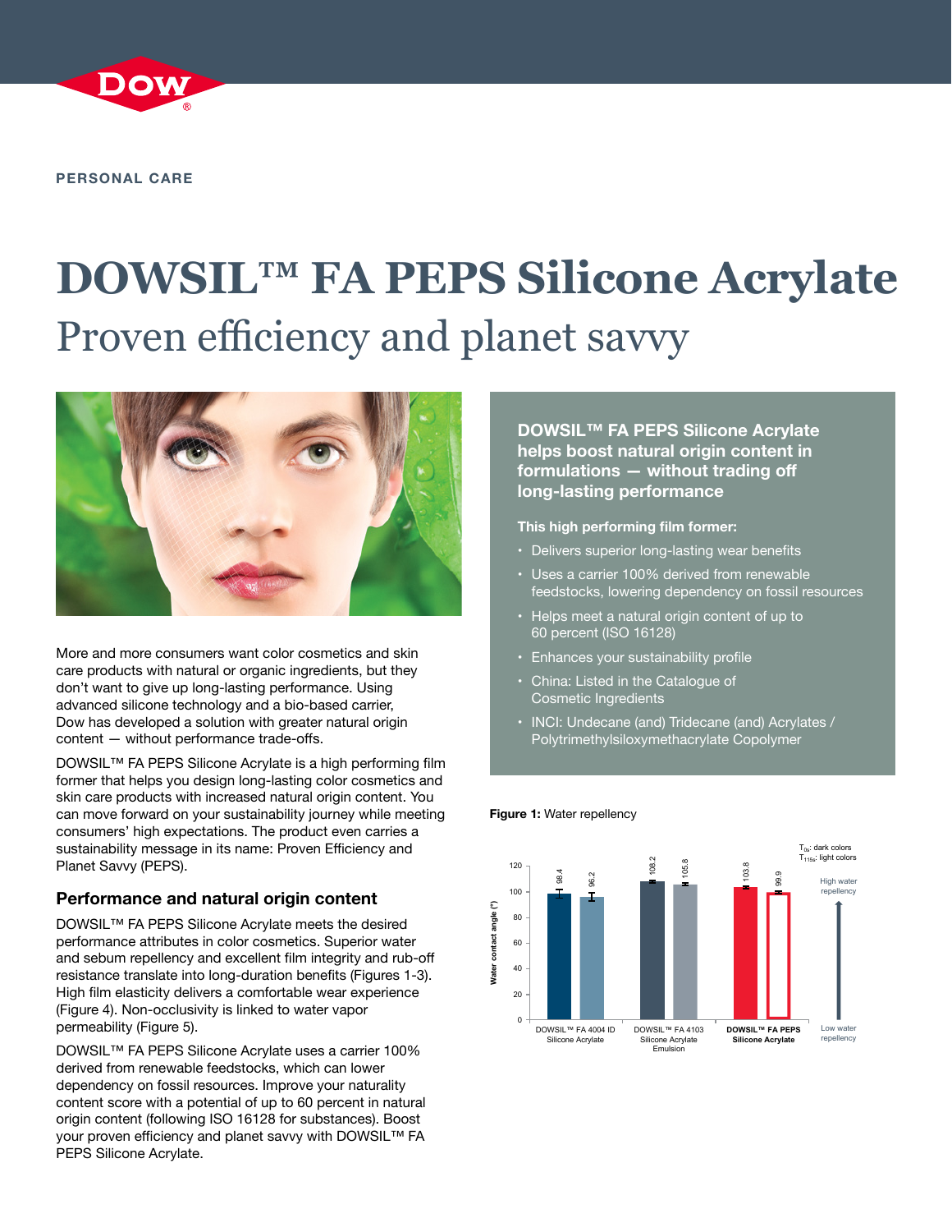PERSONAL CARE

# DOWSIL™ FA PEPS Silicone Acrylate

## Proven efficiency and planet savvy

More and more consumers want color cosmetics and skin care products with natural or organic ingredients, but they don't want to give up long-lasting performance. Using advanced silicone technology and a bio-based carrier, Dow has developed a solution with greater natural origin content — without performance trade-offs.

DOWSIL™ FA PEPS Silicone Acrylate is a high performing film former that helps you design long-lasting color cosmetics and skin care products with increased natural origin content. You can move forward on your sustainability journey while meeting consumers' high expectations. The product even carries a sustainability message in its name: Proven Efficiency and Planet Savvy (PEPS).

### Performance and natural origin content

DOWSIL™ FA PEPS Silicone Acrylate meets the desired performance attributes in color cosmetics. Superior water and sebum repellency and excellent film integrity and rub-off resistance translate into long-duration benefits (Figures 1-3). High film elasticity delivers a comfortable wear experience (Figure 4). Non-occlusivity is linked to water vapor permeability (Figure 5).

DOWSIL™ FA PEPS Silicone Acrylate uses a carrier 100% derived from renewable feedstocks, which can lower dependency on fossil resources. Improve your naturality content score with a potential of up to 60 percent in natural origin content (following ISO 16128 for substances). Boost your proven efficiency and planet savvy with DOWSIL™ FA PEPS Silicone Acrylate.

**DOWSIL™ FA PEPS Silicone Acrylate helps boost natural origin content in formulations — without trading off long-lasting performance**

**This high performing film former:**

- Delivers superior long-lasting wear benefits
- Uses a carrier 100% derived from renewable feedstocks, lowering dependency on fossil resources
- Helps meet a natural origin content of up to 60 percent (ISO 16128)
- Enhances your sustainability profile
- China: Listed in the Catalogue of Cosmetic Ingredients
- INCI: Undecane (and) Tridecane (and) Acrylates / Polytrimethylsiloxymethacrylate Copolymer

**Figure 1:** Water repellency

| Product | Water contact angle (°), $T_{0h}$: dark colors | Water contact angle (°), $T_{115s}$: light colors |
|---|---|---|
| DOWSIL™ FA 4004 ID Silicone Acrylate | 98.4 | 96.2 |
| DOWSIL™ FA 4103 Silicone Acrylate Emulsion | 108.2 | 105.8 |
| **DOWSIL™ FA PEPS Silicone Acrylate** | 103.8 | 99.9 |

High water repellency ↑ / Low water repellency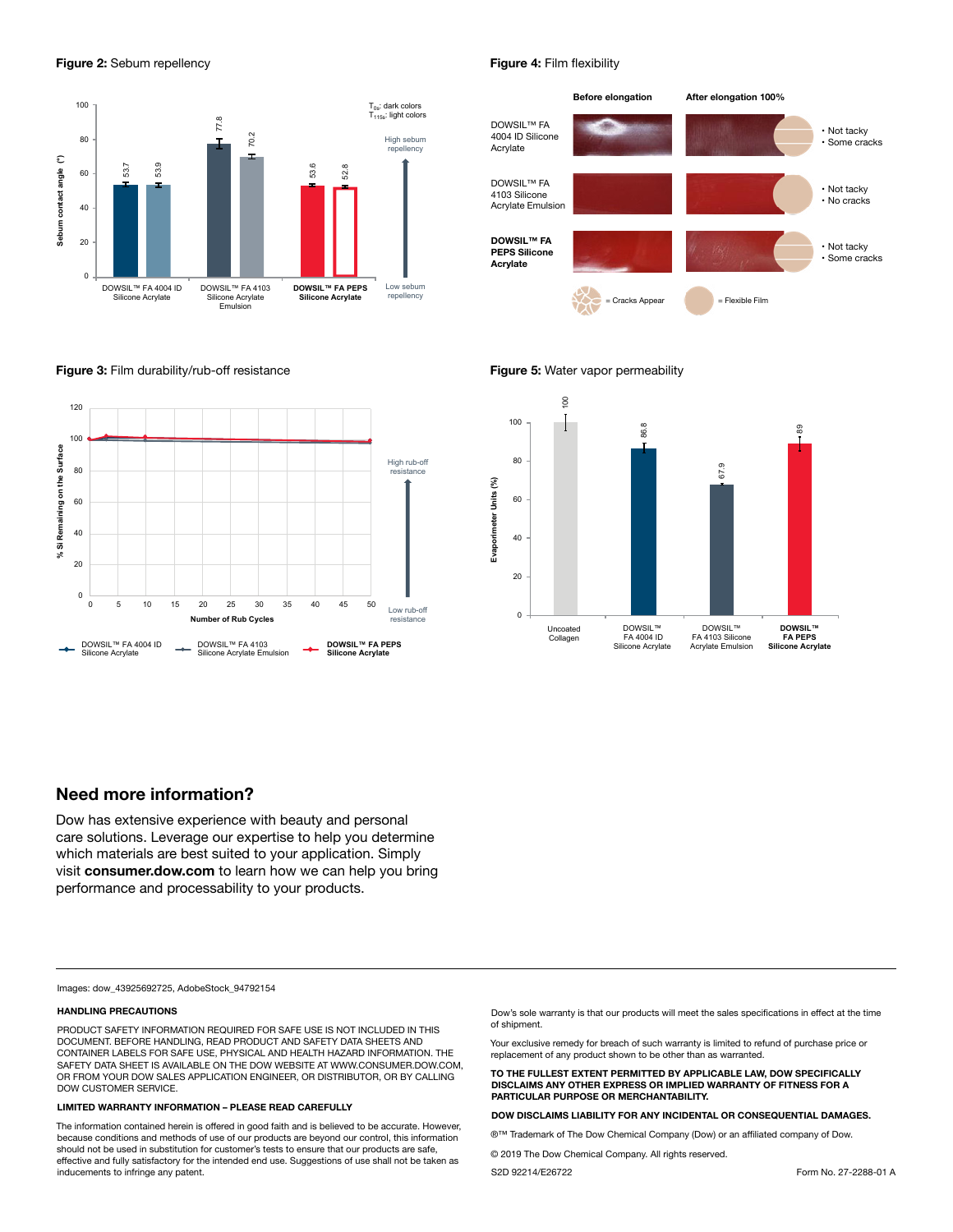**Figure 2:** Sebum repellency

100
80
60
40
20
0
Sebum contact angle (°)

$T_{0s}$: dark colors
$T_{115s}$: light colors

53.7
53.9
77.8
70.2
53.6
52.8

High sebum repellency
Low sebum repellency

DOWSIL™ FA 4004 ID Silicone Acrylate
DOWSIL™ FA 4103 Silicone Acrylate Emulsion
**DOWSIL™ FA PEPS Silicone Acrylate**

**Figure 4:** Film flexibility

Before elongation
After elongation 100%

DOWSIL™ FA 4004 ID Silicone Acrylate
- Not tacky
- Some cracks

DOWSIL™ FA 4103 Silicone Acrylate Emulsion
- Not tacky
- No cracks

**DOWSIL™ FA PEPS Silicone Acrylate**
- Not tacky
- Some cracks

= Cracks Appear
= Flexible Film

**Figure 3:** Film durability/rub-off resistance

120
100
80
60
40
20
0
% Si Remaining on the Surface

0 5 10 15 20 25 30 35 40 45 50
Number of Rub Cycles

High rub-off resistance
Low rub-off resistance

DOWSIL™ FA 4004 ID Silicone Acrylate
DOWSIL™ FA 4103 Silicone Acrylate Emulsion
**DOWSIL™ FA PEPS Silicone Acrylate**

**Figure 5:** Water vapor permeability

100
80
60
40
20
0
Evaporimeter Units (%)

100
86.8
67.9
89

Uncoated Collagen
DOWSIL™ FA 4004 ID Silicone Acrylate
DOWSIL™ FA 4103 Silicone Acrylate Emulsion
**DOWSIL™ FA PEPS Silicone Acrylate**

## Need more information?

Dow has extensive experience with beauty and personal care solutions. Leverage our expertise to help you determine which materials are best suited to your application. Simply visit **consumer.dow.com** to learn how we can help you bring performance and processability to your products.

Images: dow_43925692725, AdobeStock_94792154

**HANDLING PRECAUTIONS**

PRODUCT SAFETY INFORMATION REQUIRED FOR SAFE USE IS NOT INCLUDED IN THIS DOCUMENT. BEFORE HANDLING, READ PRODUCT AND SAFETY DATA SHEETS AND CONTAINER LABELS FOR SAFE USE, PHYSICAL AND HEALTH HAZARD INFORMATION. THE SAFETY DATA SHEET IS AVAILABLE ON THE DOW WEBSITE AT WWW.CONSUMER.DOW.COM, OR FROM YOUR DOW SALES APPLICATION ENGINEER, OR DISTRIBUTOR, OR BY CALLING DOW CUSTOMER SERVICE.

**LIMITED WARRANTY INFORMATION – PLEASE READ CAREFULLY**

The information contained herein is offered in good faith and is believed to be accurate. However, because conditions and methods of use of our products are beyond our control, this information should not be used in substitution for customer's tests to ensure that our products are safe, effective and fully satisfactory for the intended end use. Suggestions of use shall not be taken as inducements to infringe any patent.

Dow's sole warranty is that our products will meet the sales specifications in effect at the time of shipment.

Your exclusive remedy for breach of such warranty is limited to refund of purchase price or replacement of any product shown to be other than as warranted.

**TO THE FULLEST EXTENT PERMITTED BY APPLICABLE LAW, DOW SPECIFICALLY DISCLAIMS ANY OTHER EXPRESS OR IMPLIED WARRANTY OF FITNESS FOR A PARTICULAR PURPOSE OR MERCHANTABILITY.**

**DOW DISCLAIMS LIABILITY FOR ANY INCIDENTAL OR CONSEQUENTIAL DAMAGES.**

®™ Trademark of The Dow Chemical Company (Dow) or an affiliated company of Dow.

© 2019 The Dow Chemical Company. All rights reserved.

S2D 92214/E26722

Form No. 27-2288-01 A